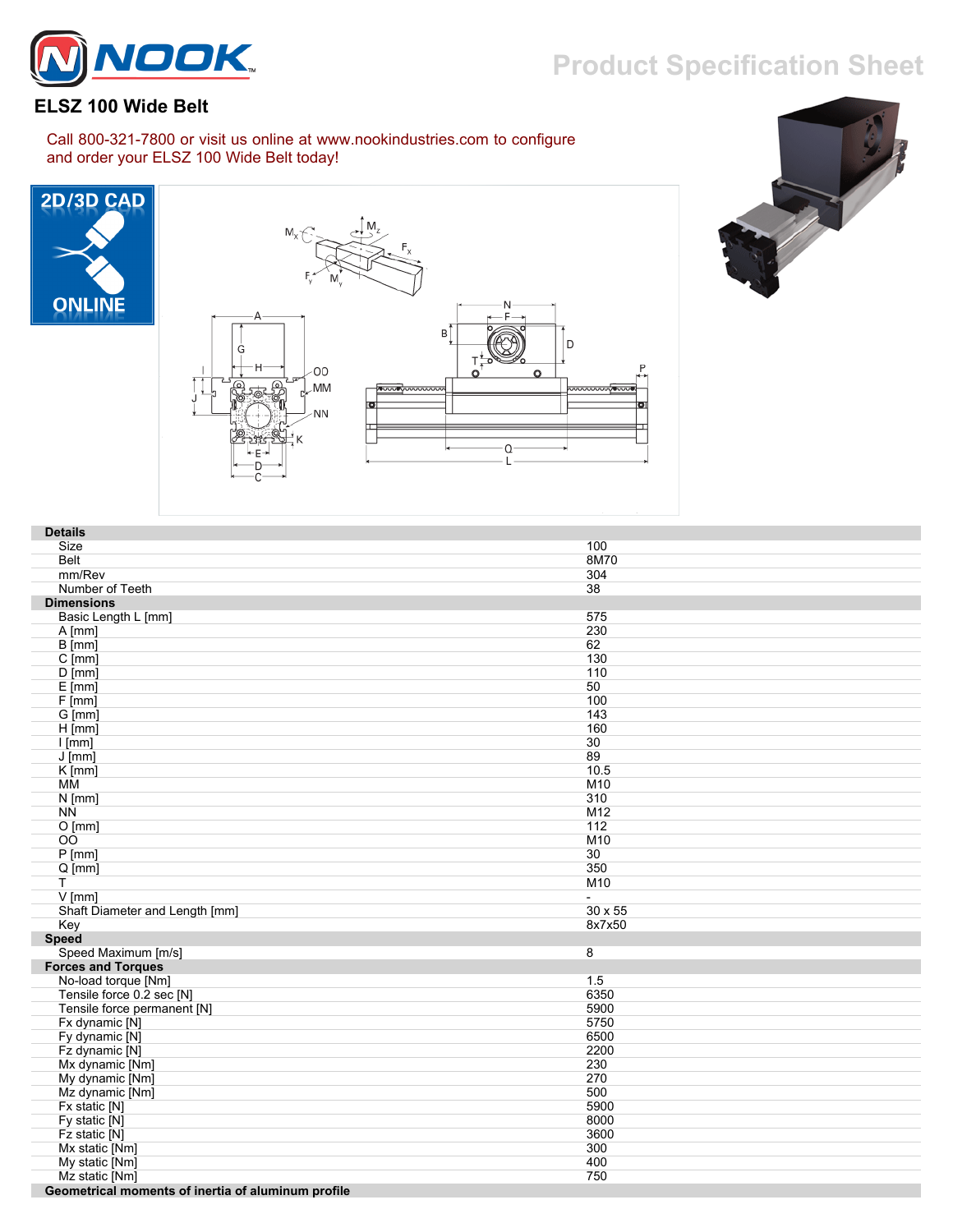# NOOK

Product Specification Sheet

## ELSZ 100 Wide Belt

Call 800-321-7800 or visit us online at www.nookindustries.com to configure and order your ELSZ 100 Wide Belt today!

2D/3D CAD ONLINE

| Details | |
|---|---|
| Size | 100 |
| Belt | 8M70 |
| mm/Rev | 304 |
| Number of Teeth | 38 |
| **Dimensions** | |
| Basic Length L [mm] | 575 |
| A [mm] | 230 |
| B [mm] | 62 |
| C [mm] | 130 |
| D [mm] | 110 |
| E [mm] | 50 |
| F [mm] | 100 |
| G [mm] | 143 |
| H [mm] | 160 |
| I [mm] | 30 |
| J [mm] | 89 |
| K [mm] | 10.5 |
| MM | M10 |
| N [mm] | 310 |
| NN | M12 |
| O [mm] | 112 |
| OO | M10 |
| P [mm] | 30 |
| Q [mm] | 350 |
| T | M10 |
| V [mm] | - |
| Shaft Diameter and Length [mm] | 30 x 55 |
| Key | 8x7x50 |
| **Speed** | |
| Speed Maximum [m/s] | 8 |
| **Forces and Torques** | |
| No-load torque [Nm] | 1.5 |
| Tensile force 0.2 sec [N] | 6350 |
| Tensile force permanent [N] | 5900 |
| Fx dynamic [N] | 5750 |
| Fy dynamic [N] | 6500 |
| Fz dynamic [N] | 2200 |
| Mx dynamic [Nm] | 230 |
| My dynamic [Nm] | 270 |
| Mz dynamic [Nm] | 500 |
| Fx static [N] | 5900 |
| Fy static [N] | 8000 |
| Fz static [N] | 3600 |
| Mx static [Nm] | 300 |
| My static [Nm] | 400 |
| Mz static [Nm] | 750 |
| **Geometrical moments of inertia of aluminum profile** | |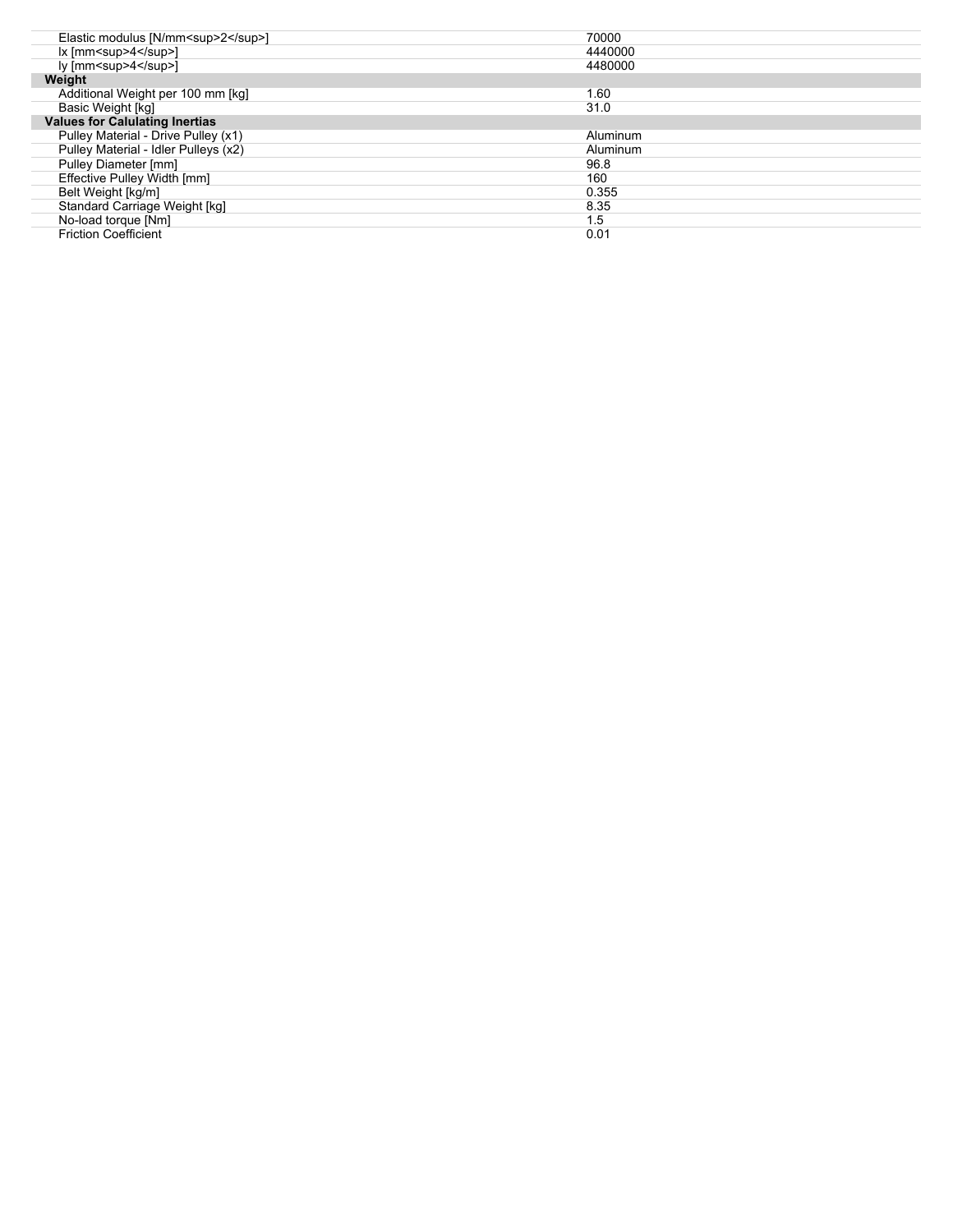| | |
|---|---|
| Elastic modulus [$N/mm^2$] | 70000 |
| Ix [$mm^4$] | 4440000 |
| Iy [$mm^4$] | 4480000 |
| **Weight** | |
| Additional Weight per 100 mm [kg] | 1.60 |
| Basic Weight [kg] | 31.0 |
| **Values for Calulating Inertias** | |
| Pulley Material - Drive Pulley (x1) | Aluminum |
| Pulley Material - Idler Pulleys (x2) | Aluminum |
| Pulley Diameter [mm] | 96.8 |
| Effective Pulley Width [mm] | 160 |
| Belt Weight [kg/m] | 0.355 |
| Standard Carriage Weight [kg] | 8.35 |
| No-load torque [Nm] | 1.5 |
| Friction Coefficient | 0.01 |